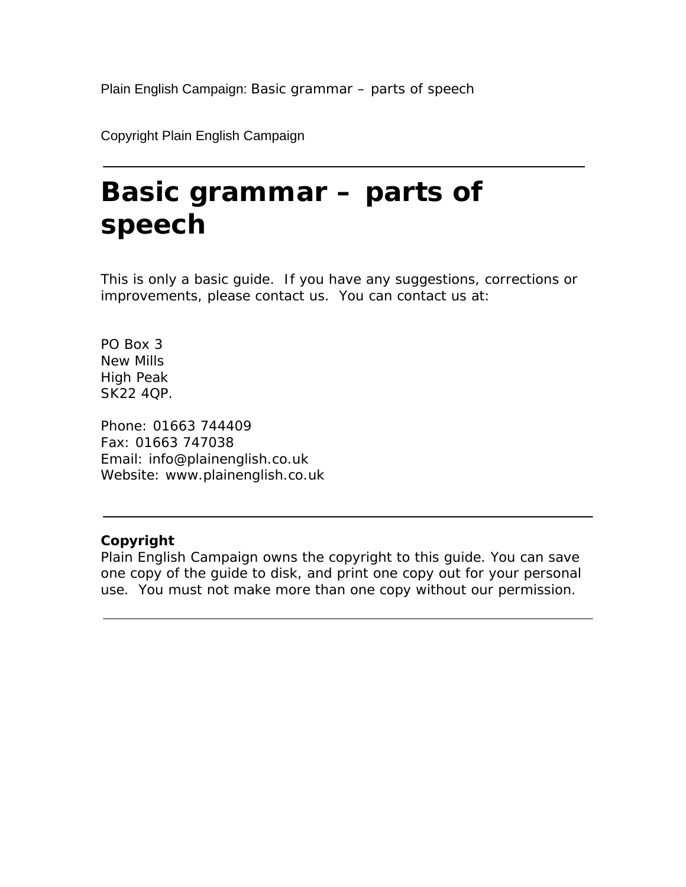Plain English Campaign: Basic grammar – parts of speech

Copyright Plain English Campaign

---

# Basic grammar – parts of speech

This is only a basic guide. If you have any suggestions, corrections or improvements, please contact us. You can contact us at:

PO Box 3
New Mills
High Peak
SK22 4QP.

Phone: 01663 744409
Fax: 01663 747038
Email: info@plainenglish.co.uk
Website: www.plainenglish.co.uk

---

**Copyright**
Plain English Campaign owns the copyright to this guide. You can save one copy of the guide to disk, and print one copy out for your personal use. You must not make more than one copy without our permission.

---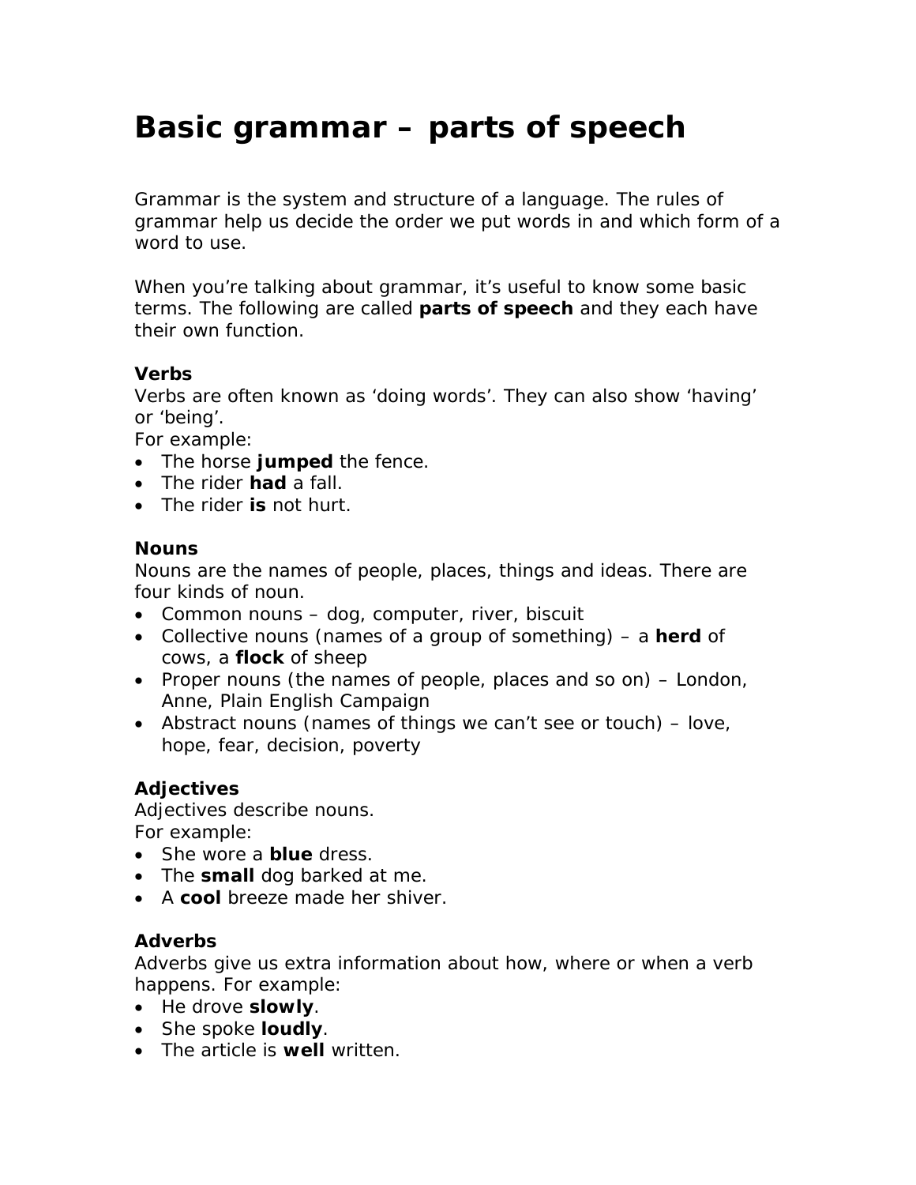# Basic grammar – parts of speech

Grammar is the system and structure of a language. The rules of grammar help us decide the order we put words in and which form of a word to use.

When you're talking about grammar, it's useful to know some basic terms. The following are called **parts of speech** and they each have their own function.

### Verbs

Verbs are often known as 'doing words'. They can also show 'having' or 'being'.
For example:

- The horse **jumped** the fence.
- The rider **had** a fall.
- The rider **is** not hurt.

### Nouns

Nouns are the names of people, places, things and ideas. There are four kinds of noun.

- Common nouns – dog, computer, river, biscuit
- Collective nouns (names of a group of something) – a **herd** of cows, a **flock** of sheep
- Proper nouns (the names of people, places and so on) – London, Anne, Plain English Campaign
- Abstract nouns (names of things we can't see or touch) – love, hope, fear, decision, poverty

### Adjectives

Adjectives describe nouns.
For example:

- She wore a **blue** dress.
- The **small** dog barked at me.
- A **cool** breeze made her shiver.

### Adverbs

Adverbs give us extra information about how, where or when a verb happens. For example:

- He drove **slowly**.
- She spoke **loudly**.
- The article is **well** written.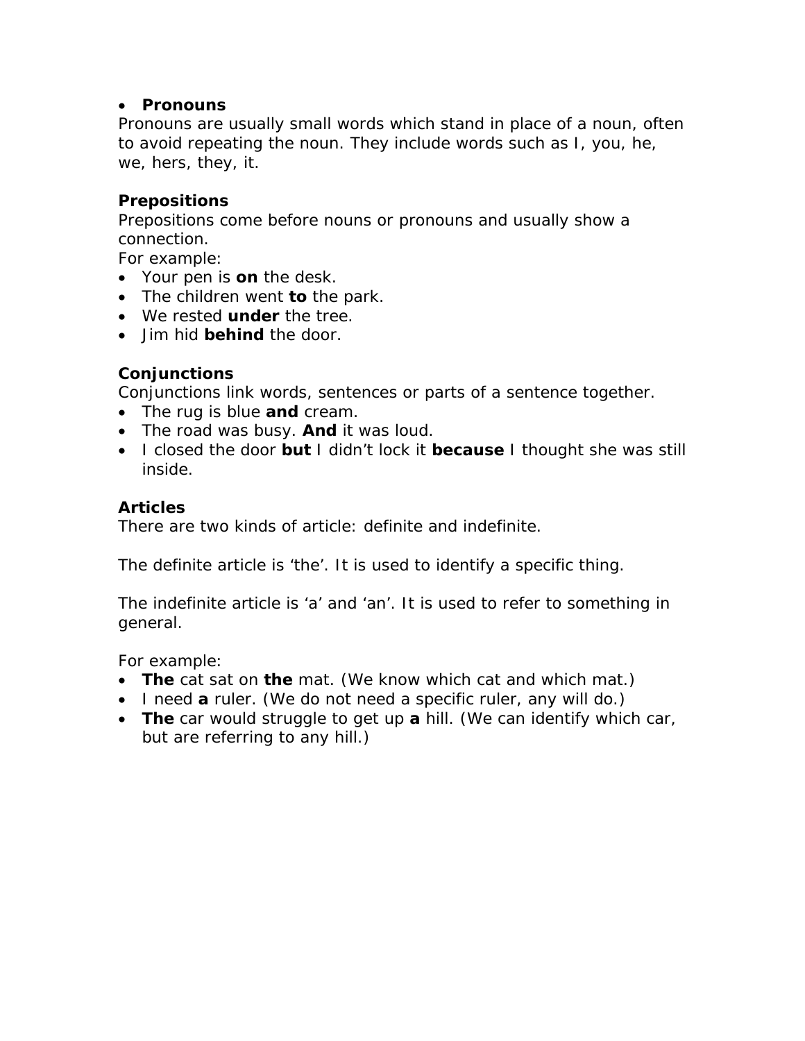- **Pronouns**

Pronouns are usually small words which stand in place of a noun, often to avoid repeating the noun. They include words such as I, you, he, we, hers, they, it.

**Prepositions**

Prepositions come before nouns or pronouns and usually show a connection.

For example:

- Your pen is **on** the desk.
- The children went **to** the park.
- We rested **under** the tree.
- Jim hid **behind** the door.

**Conjunctions**

Conjunctions link words, sentences or parts of a sentence together.

- The rug is blue **and** cream.
- The road was busy. **And** it was loud.
- I closed the door **but** I didn't lock it **because** I thought she was still inside.

**Articles**

There are two kinds of article: definite and indefinite.

The definite article is 'the'. It is used to identify a specific thing.

The indefinite article is 'a' and 'an'. It is used to refer to something in general.

For example:

- **The** cat sat on **the** mat. (We know which cat and which mat.)
- I need **a** ruler. (We do not need a specific ruler, any will do.)
- **The** car would struggle to get up **a** hill. (We can identify which car, but are referring to any hill.)